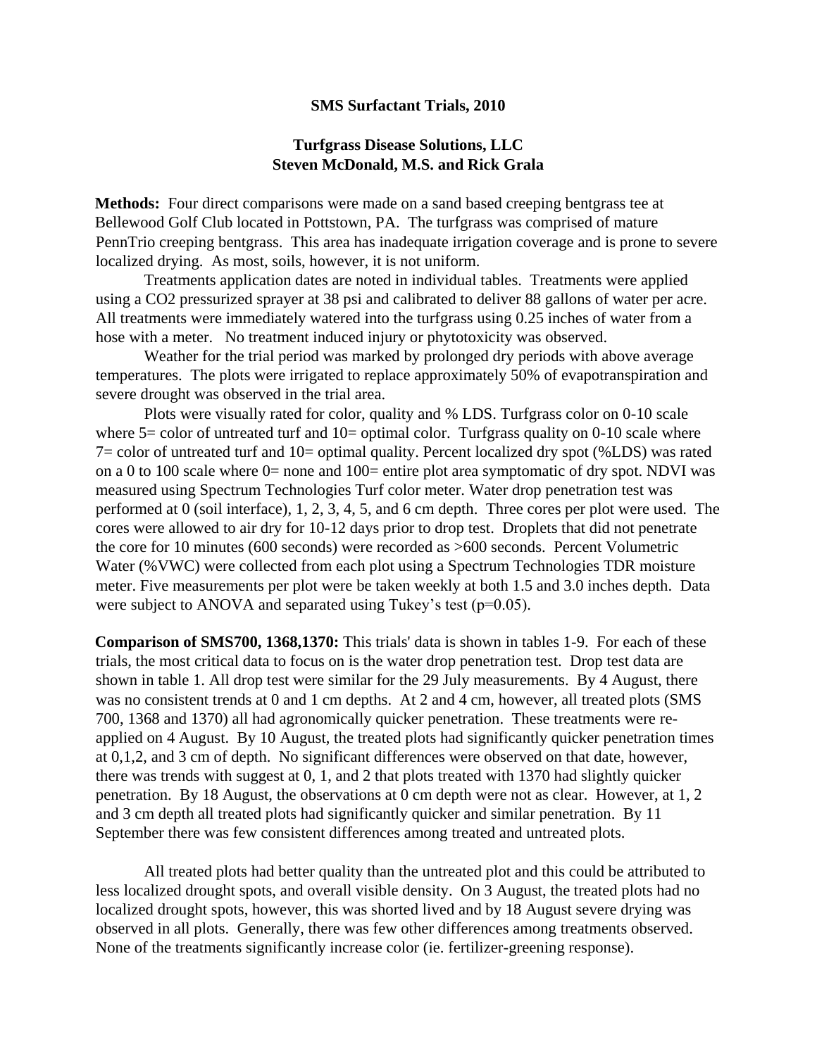**SMS Surfactant Trials, 2010**

**Turfgrass Disease Solutions, LLC**
**Steven McDonald, M.S. and Rick Grala**

**Methods:** Four direct comparisons were made on a sand based creeping bentgrass tee at Bellewood Golf Club located in Pottstown, PA. The turfgrass was comprised of mature PennTrio creeping bentgrass. This area has inadequate irrigation coverage and is prone to severe localized drying. As most, soils, however, it is not uniform.

Treatments application dates are noted in individual tables. Treatments were applied using a $CO_2$ pressurized sprayer at 38 psi and calibrated to deliver 88 gallons of water per acre. All treatments were immediately watered into the turfgrass using 0.25 inches of water from a hose with a meter. No treatment induced injury or phytotoxicity was observed.

Weather for the trial period was marked by prolonged dry periods with above average temperatures. The plots were irrigated to replace approximately 50% of evapotranspiration and severe drought was observed in the trial area.

Plots were visually rated for color, quality and % LDS. Turfgrass color on 0-10 scale where 5= color of untreated turf and 10= optimal color. Turfgrass quality on 0-10 scale where 7= color of untreated turf and 10= optimal quality. Percent localized dry spot (%LDS) was rated on a 0 to 100 scale where 0= none and 100= entire plot area symptomatic of dry spot. NDVI was measured using Spectrum Technologies Turf color meter. Water drop penetration test was performed at 0 (soil interface), 1, 2, 3, 4, 5, and 6 cm depth. Three cores per plot were used. The cores were allowed to air dry for 10-12 days prior to drop test. Droplets that did not penetrate the core for 10 minutes (600 seconds) were recorded as >600 seconds. Percent Volumetric Water (%VWC) were collected from each plot using a Spectrum Technologies TDR moisture meter. Five measurements per plot were be taken weekly at both 1.5 and 3.0 inches depth. Data were subject to ANOVA and separated using Tukey's test ($p$=0.05).

**Comparison of SMS700, 1368,1370:** This trials' data is shown in tables 1-9. For each of these trials, the most critical data to focus on is the water drop penetration test. Drop test data are shown in table 1. All drop test were similar for the 29 July measurements. By 4 August, there was no consistent trends at 0 and 1 cm depths. At 2 and 4 cm, however, all treated plots (SMS 700, 1368 and 1370) all had agronomically quicker penetration. These treatments were re-applied on 4 August. By 10 August, the treated plots had significantly quicker penetration times at 0,1,2, and 3 cm of depth. No significant differences were observed on that date, however, there was trends with suggest at 0, 1, and 2 that plots treated with 1370 had slightly quicker penetration. By 18 August, the observations at 0 cm depth were not as clear. However, at 1, 2 and 3 cm depth all treated plots had significantly quicker and similar penetration. By 11 September there was few consistent differences among treated and untreated plots.

All treated plots had better quality than the untreated plot and this could be attributed to less localized drought spots, and overall visible density. On 3 August, the treated plots had no localized drought spots, however, this was shorted lived and by 18 August severe drying was observed in all plots. Generally, there was few other differences among treatments observed. None of the treatments significantly increase color (ie. fertilizer-greening response).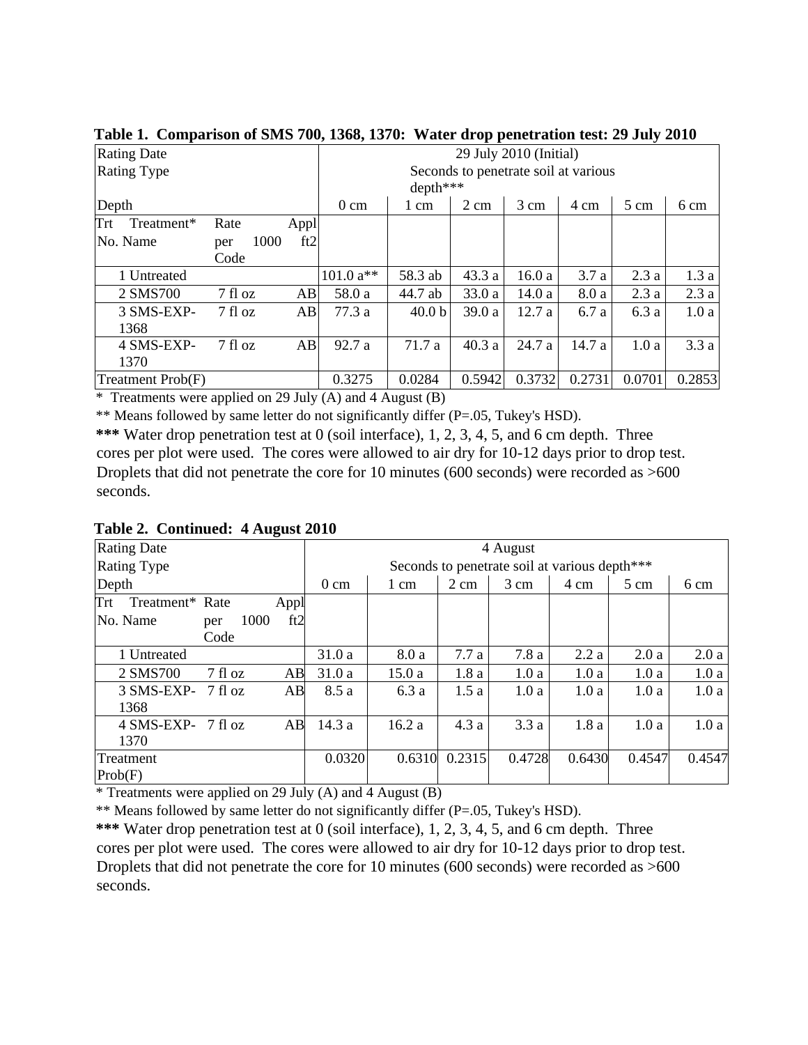**Table 1. Comparison of SMS 700, 1368, 1370: Water drop penetration test: 29 July 2010**

| Rating Date | | | 29 July 2010 (Initial) | | | | | | |
|---|---|---|---|---|---|---|---|---|---|
| Rating Type | | | Seconds to penetrate soil at various depth*** | | | | | | |
| Depth | | | 0 cm | 1 cm | 2 cm | 3 cm | 4 cm | 5 cm | 6 cm |
| Trt No. | Treatment* Name | Rate per 1000 ft2 | Appl Code | | | | | | |
| 1 | Untreated | | | 101.0 a** | 58.3 ab | 43.3 a | 16.0 a | 3.7 a | 2.3 a | 1.3 a |
| 2 | SMS700 | 7 fl oz | AB | 58.0 a | 44.7 ab | 33.0 a | 14.0 a | 8.0 a | 2.3 a | 2.3 a |
| 3 | SMS-EXP-1368 | 7 fl oz | AB | 77.3 a | 40.0 b | 39.0 a | 12.7 a | 6.7 a | 6.3 a | 1.0 a |
| 4 | SMS-EXP-1370 | 7 fl oz | AB | 92.7 a | 71.7 a | 40.3 a | 24.7 a | 14.7 a | 1.0 a | 3.3 a |
| Treatment Prob(F) | | | | 0.3275 | 0.0284 | 0.5942 | 0.3732 | 0.2731 | 0.0701 | 0.2853 |

\* Treatments were applied on 29 July (A) and 4 August (B)

** Means followed by same letter do not significantly differ (P=.05, Tukey's HSD).

*** Water drop penetration test at 0 (soil interface), 1, 2, 3, 4, 5, and 6 cm depth. Three cores per plot were used. The cores were allowed to air dry for 10-12 days prior to drop test. Droplets that did not penetrate the core for 10 minutes (600 seconds) were recorded as >600 seconds.

**Table 2. Continued: 4 August 2010**

| Rating Date | | | | 4 August | | | | | | |
|---|---|---|---|---|---|---|---|---|---|---|
| Rating Type | | | | Seconds to penetrate soil at various depth*** | | | | | | |
| Depth | | | | 0 cm | 1 cm | 2 cm | 3 cm | 4 cm | 5 cm | 6 cm |
| Trt No. | Treatment* Name | Rate per 1000 ft2 | Appl Code | | | | | | | |
| 1 | Untreated | | | 31.0 a | 8.0 a | 7.7 a | 7.8 a | 2.2 a | 2.0 a | 2.0 a |
| 2 | SMS700 | 7 fl oz | AB | 31.0 a | 15.0 a | 1.8 a | 1.0 a | 1.0 a | 1.0 a | 1.0 a |
| 3 | SMS-EXP-1368 | 7 fl oz | AB | 8.5 a | 6.3 a | 1.5 a | 1.0 a | 1.0 a | 1.0 a | 1.0 a |
| 4 | SMS-EXP-1370 | 7 fl oz | AB | 14.3 a | 16.2 a | 4.3 a | 3.3 a | 1.8 a | 1.0 a | 1.0 a |
| Treatment Prob(F) | | | | 0.0320 | 0.6310 | 0.2315 | 0.4728 | 0.6430 | 0.4547 | 0.4547 |

\* Treatments were applied on 29 July (A) and 4 August (B)

** Means followed by same letter do not significantly differ (P=.05, Tukey's HSD).

*** Water drop penetration test at 0 (soil interface), 1, 2, 3, 4, 5, and 6 cm depth. Three cores per plot were used. The cores were allowed to air dry for 10-12 days prior to drop test. Droplets that did not penetrate the core for 10 minutes (600 seconds) were recorded as >600 seconds.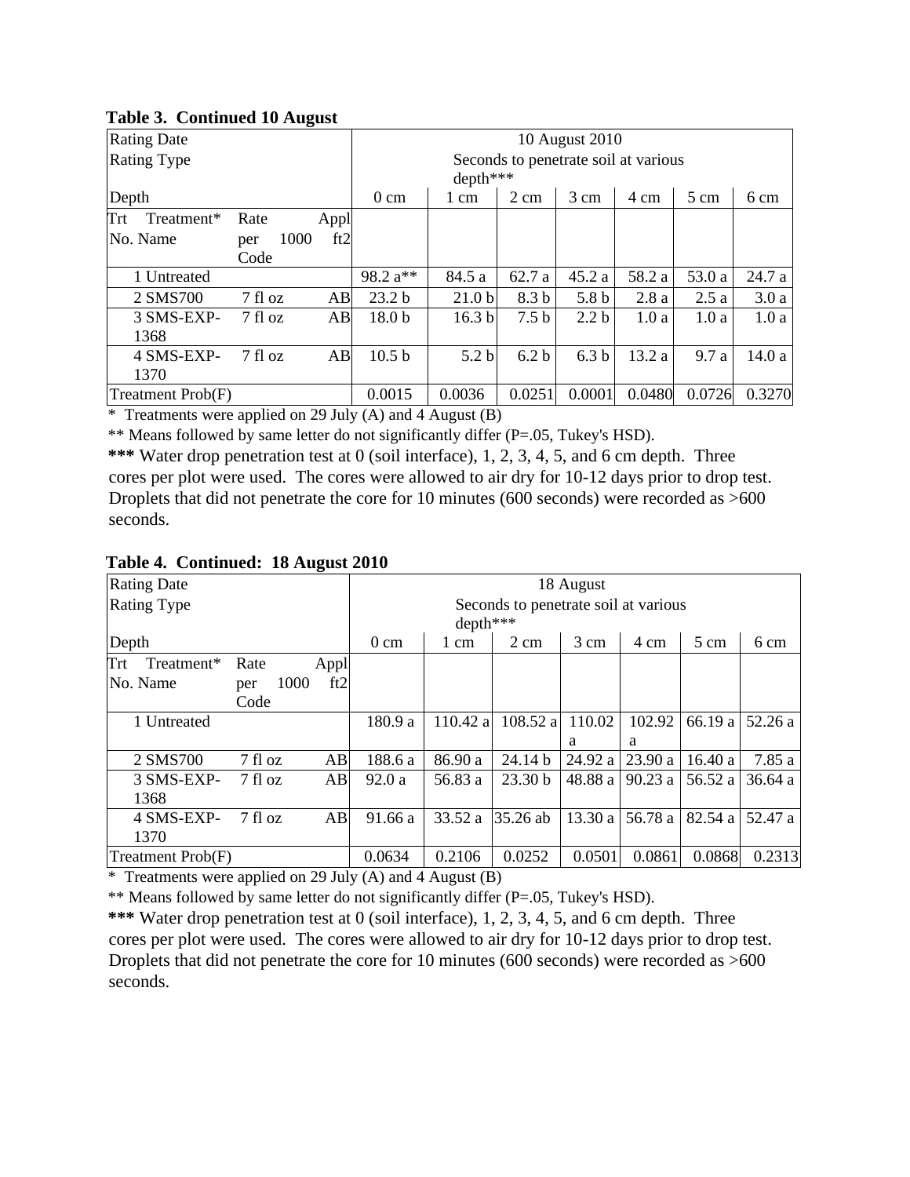**Table 3. Continued 10 August**

| Rating Date | | | 10 August 2010 | | | | | | |
|---|---|---|---|---|---|---|---|---|---|
| Rating Type | | | Seconds to penetrate soil at various depth*** | | | | | | |
| Depth | | | 0 cm | 1 cm | 2 cm | 3 cm | 4 cm | 5 cm | 6 cm |
| Trt No. | Treatment* Name | Rate per 1000 ft2 | Appl Code | | | | | | |
| 1 | Untreated | | | 98.2 a** | 84.5 a | 62.7 a | 45.2 a | 58.2 a | 53.0 a | 24.7 a |
| 2 | SMS700 | 7 fl oz | AB | 23.2 b | 21.0 b | 8.3 b | 5.8 b | 2.8 a | 2.5 a | 3.0 a |
| 3 | SMS-EXP-1368 | 7 fl oz | AB | 18.0 b | 16.3 b | 7.5 b | 2.2 b | 1.0 a | 1.0 a | 1.0 a |
| 4 | SMS-EXP-1370 | 7 fl oz | AB | 10.5 b | 5.2 b | 6.2 b | 6.3 b | 13.2 a | 9.7 a | 14.0 a |
| Treatment Prob(F) | | | | 0.0015 | 0.0036 | 0.0251 | 0.0001 | 0.0480 | 0.0726 | 0.3270 |

\* Treatments were applied on 29 July (A) and 4 August (B)

** Means followed by same letter do not significantly differ (P=.05, Tukey's HSD).

**\*\*\*** Water drop penetration test at 0 (soil interface), 1, 2, 3, 4, 5, and 6 cm depth. Three cores per plot were used. The cores were allowed to air dry for 10-12 days prior to drop test. Droplets that did not penetrate the core for 10 minutes (600 seconds) were recorded as >600 seconds.

**Table 4. Continued: 18 August 2010**

| Rating Date | | | | 18 August | | | | | | |
|---|---|---|---|---|---|---|---|---|---|---|
| Rating Type | | | | Seconds to penetrate soil at various depth*** | | | | | | |
| Depth | | | | 0 cm | 1 cm | 2 cm | 3 cm | 4 cm | 5 cm | 6 cm |
| Trt No. | Treatment* Name | Rate per 1000 ft2 | Appl Code | | | | | | | |
| 1 | Untreated | | | 180.9 a | 110.42 a | 108.52 a | 110.02 a | 102.92 a | 66.19 a | 52.26 a |
| 2 | SMS700 | 7 fl oz | AB | 188.6 a | 86.90 a | 24.14 b | 24.92 a | 23.90 a | 16.40 a | 7.85 a |
| 3 | SMS-EXP-1368 | 7 fl oz | AB | 92.0 a | 56.83 a | 23.30 b | 48.88 a | 90.23 a | 56.52 a | 36.64 a |
| 4 | SMS-EXP-1370 | 7 fl oz | AB | 91.66 a | 33.52 a | 35.26 ab | 13.30 a | 56.78 a | 82.54 a | 52.47 a |
| Treatment Prob(F) | | | | 0.0634 | 0.2106 | 0.0252 | 0.0501 | 0.0861 | 0.0868 | 0.2313 |

\* Treatments were applied on 29 July (A) and 4 August (B)

** Means followed by same letter do not significantly differ (P=.05, Tukey's HSD).

**\*\*\*** Water drop penetration test at 0 (soil interface), 1, 2, 3, 4, 5, and 6 cm depth. Three cores per plot were used. The cores were allowed to air dry for 10-12 days prior to drop test. Droplets that did not penetrate the core for 10 minutes (600 seconds) were recorded as >600 seconds.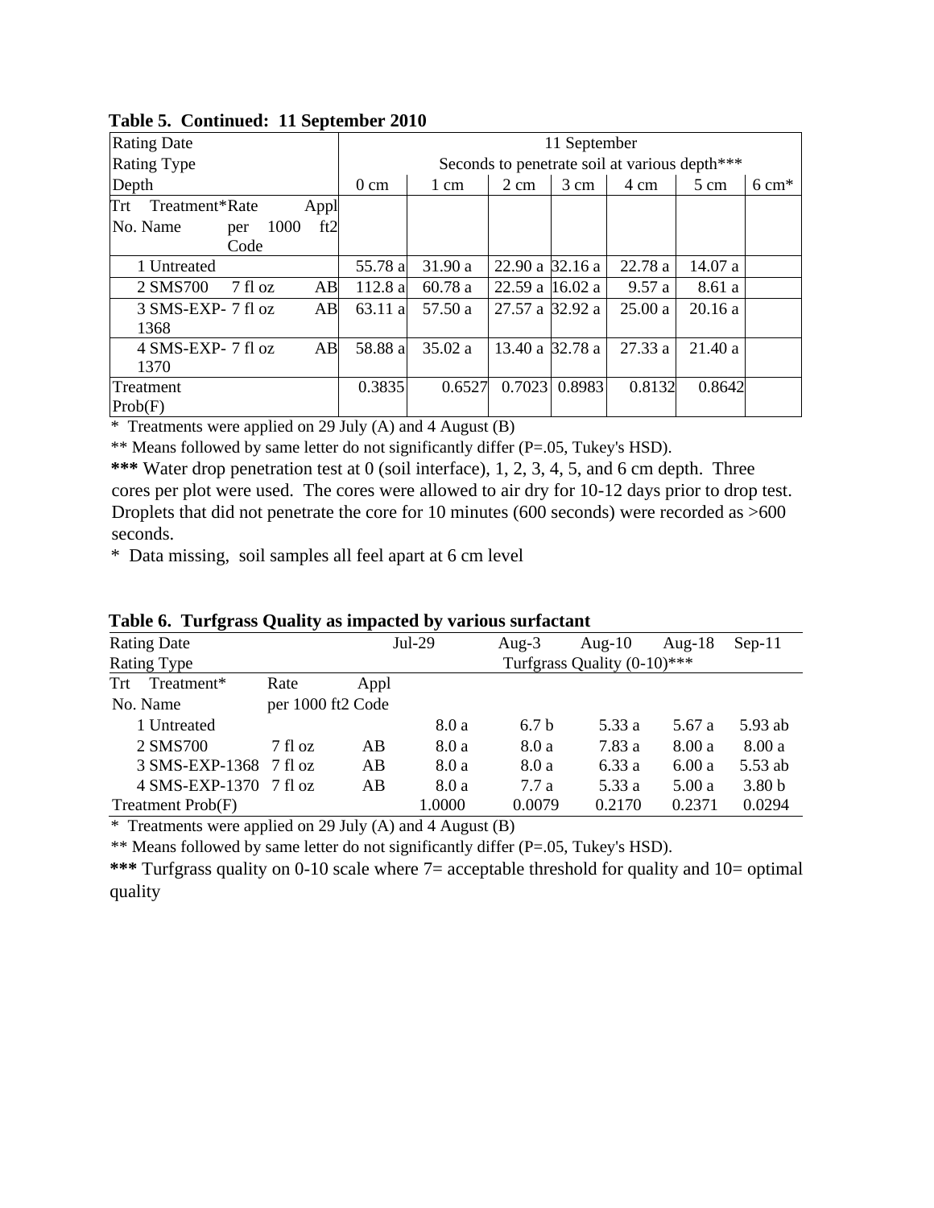**Table 5. Continued: 11 September 2010**

| Rating Date | | | 11 September | | | | | | |
|---|---|---|---|---|---|---|---|---|---|
| Rating Type | | | Seconds to penetrate soil at various depth*** | | | | | | |
| Depth | | | 0 cm | 1 cm | 2 cm | 3 cm | 4 cm | 5 cm | 6 cm* |
| Trt No. Name | Treatment*Rate per 1000 ft2 | Appl Code | | | | | | | |
| 1 Untreated | | | 55.78 a | 31.90 a | 22.90 a | 32.16 a | 22.78 a | 14.07 a | |
| 2 SMS700 | 7 fl oz | AB | 112.8 a | 60.78 a | 22.59 a | 16.02 a | 9.57 a | 8.61 a | |
| 3 SMS-EXP-1368 | 7 fl oz | AB | 63.11 a | 57.50 a | 27.57 a | 32.92 a | 25.00 a | 20.16 a | |
| 4 SMS-EXP-1370 | 7 fl oz | AB | 58.88 a | 35.02 a | 13.40 a | 32.78 a | 27.33 a | 21.40 a | |
| Treatment Prob(F) | | | 0.3835 | 0.6527 | 0.7023 | 0.8983 | 0.8132 | 0.8642 | |

* Treatments were applied on 29 July (A) and 4 August (B)

** Means followed by same letter do not significantly differ (P=.05, Tukey's HSD).

**\*\*\*** Water drop penetration test at 0 (soil interface), 1, 2, 3, 4, 5, and 6 cm depth. Three cores per plot were used. The cores were allowed to air dry for 10-12 days prior to drop test. Droplets that did not penetrate the core for 10 minutes (600 seconds) were recorded as >600 seconds.

* Data missing, soil samples all feel apart at 6 cm level

**Table 6. Turfgrass Quality as impacted by various surfactant**

| Rating Date | | | Jul-29 | Aug-3 | Aug-10 | Aug-18 | Sep-11 |
|---|---|---|---|---|---|---|---|
| Rating Type | | | Turfgrass Quality (0-10)*** | | | | |
| Trt Treatment* No. Name | Rate per 1000 ft2 | Appl Code | | | | | |
| 1 Untreated | | | 8.0 a | 6.7 b | 5.33 a | 5.67 a | 5.93 ab |
| 2 SMS700 | 7 fl oz | AB | 8.0 a | 8.0 a | 7.83 a | 8.00 a | 8.00 a |
| 3 SMS-EXP-1368 | 7 fl oz | AB | 8.0 a | 8.0 a | 6.33 a | 6.00 a | 5.53 ab |
| 4 SMS-EXP-1370 | 7 fl oz | AB | 8.0 a | 7.7 a | 5.33 a | 5.00 a | 3.80 b |
| Treatment Prob(F) | | | 1.0000 | 0.0079 | 0.2170 | 0.2371 | 0.0294 |

* Treatments were applied on 29 July (A) and 4 August (B)

** Means followed by same letter do not significantly differ (P=.05, Tukey's HSD).

**\*\*\*** Turfgrass quality on 0-10 scale where 7= acceptable threshold for quality and 10= optimal quality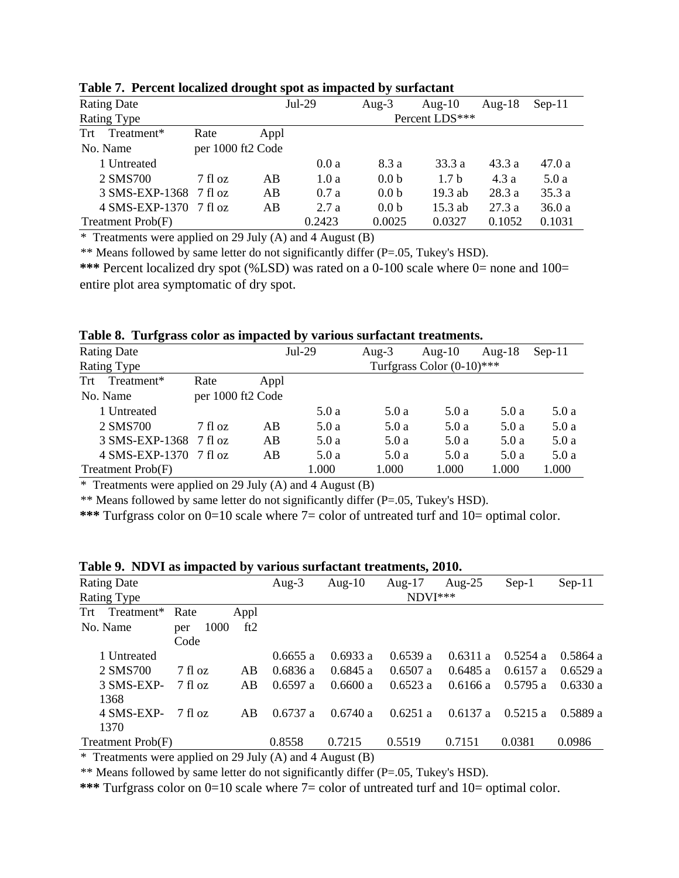**Table 7. Percent localized drought spot as impacted by surfactant**

| Rating Date | | | Jul-29 | Aug-3 | Aug-10 | Aug-18 | Sep-11 |
|---|---|---|---|---|---|---|---|
| Rating Type | | | Percent LDS*** | | | | |
| Trt No. Treatment* Name | Rate per 1000 ft2 | Appl Code | | | | | |
| 1 Untreated | | | 0.0 a | 8.3 a | 33.3 a | 43.3 a | 47.0 a |
| 2 SMS700 | 7 fl oz | AB | 1.0 a | 0.0 b | 1.7 b | 4.3 a | 5.0 a |
| 3 SMS-EXP-1368 | 7 fl oz | AB | 0.7 a | 0.0 b | 19.3 ab | 28.3 a | 35.3 a |
| 4 SMS-EXP-1370 | 7 fl oz | AB | 2.7 a | 0.0 b | 15.3 ab | 27.3 a | 36.0 a |
| Treatment Prob(F) | | | 0.2423 | 0.0025 | 0.0327 | 0.1052 | 0.1031 |

\* Treatments were applied on 29 July (A) and 4 August (B)

** Means followed by same letter do not significantly differ (P=.05, Tukey's HSD).

**\*\*\*** Percent localized dry spot (%LSD) was rated on a 0-100 scale where 0= none and 100= entire plot area symptomatic of dry spot.

**Table 8. Turfgrass color as impacted by various surfactant treatments.**

| Rating Date | | | Jul-29 | Aug-3 | Aug-10 | Aug-18 | Sep-11 |
|---|---|---|---|---|---|---|---|
| Rating Type | | | Turfgrass Color (0-10)*** | | | | |
| Trt No. Treatment* Name | Rate per 1000 ft2 | Appl Code | | | | | |
| 1 Untreated | | | 5.0 a | 5.0 a | 5.0 a | 5.0 a | 5.0 a |
| 2 SMS700 | 7 fl oz | AB | 5.0 a | 5.0 a | 5.0 a | 5.0 a | 5.0 a |
| 3 SMS-EXP-1368 | 7 fl oz | AB | 5.0 a | 5.0 a | 5.0 a | 5.0 a | 5.0 a |
| 4 SMS-EXP-1370 | 7 fl oz | AB | 5.0 a | 5.0 a | 5.0 a | 5.0 a | 5.0 a |
| Treatment Prob(F) | | | 1.000 | 1.000 | 1.000 | 1.000 | 1.000 |

\* Treatments were applied on 29 July (A) and 4 August (B)

** Means followed by same letter do not significantly differ (P=.05, Tukey's HSD).

**\*\*\*** Turfgrass color on 0=10 scale where 7= color of untreated turf and 10= optimal color.

**Table 9. NDVI as impacted by various surfactant treatments, 2010.**

| Rating Date | | | Aug-3 | Aug-10 | Aug-17 | Aug-25 | Sep-1 | Sep-11 |
|---|---|---|---|---|---|---|---|---|
| Rating Type | | | NDVI*** | | | | | |
| Trt No. Treatment* Name | Rate per 1000 ft2 | Appl Code | | | | | | |
| 1 Untreated | | | 0.6655 a | 0.6933 a | 0.6539 a | 0.6311 a | 0.5254 a | 0.5864 a |
| 2 SMS700 | 7 fl oz | AB | 0.6836 a | 0.6845 a | 0.6507 a | 0.6485 a | 0.6157 a | 0.6529 a |
| 3 SMS-EXP-1368 | 7 fl oz | AB | 0.6597 a | 0.6600 a | 0.6523 a | 0.6166 a | 0.5795 a | 0.6330 a |
| 4 SMS-EXP-1370 | 7 fl oz | AB | 0.6737 a | 0.6740 a | 0.6251 a | 0.6137 a | 0.5215 a | 0.5889 a |
| Treatment Prob(F) | | | 0.8558 | 0.7215 | 0.5519 | 0.7151 | 0.0381 | 0.0986 |

\* Treatments were applied on 29 July (A) and 4 August (B)

** Means followed by same letter do not significantly differ (P=.05, Tukey's HSD).

**\*\*\*** Turfgrass color on 0=10 scale where 7= color of untreated turf and 10= optimal color.